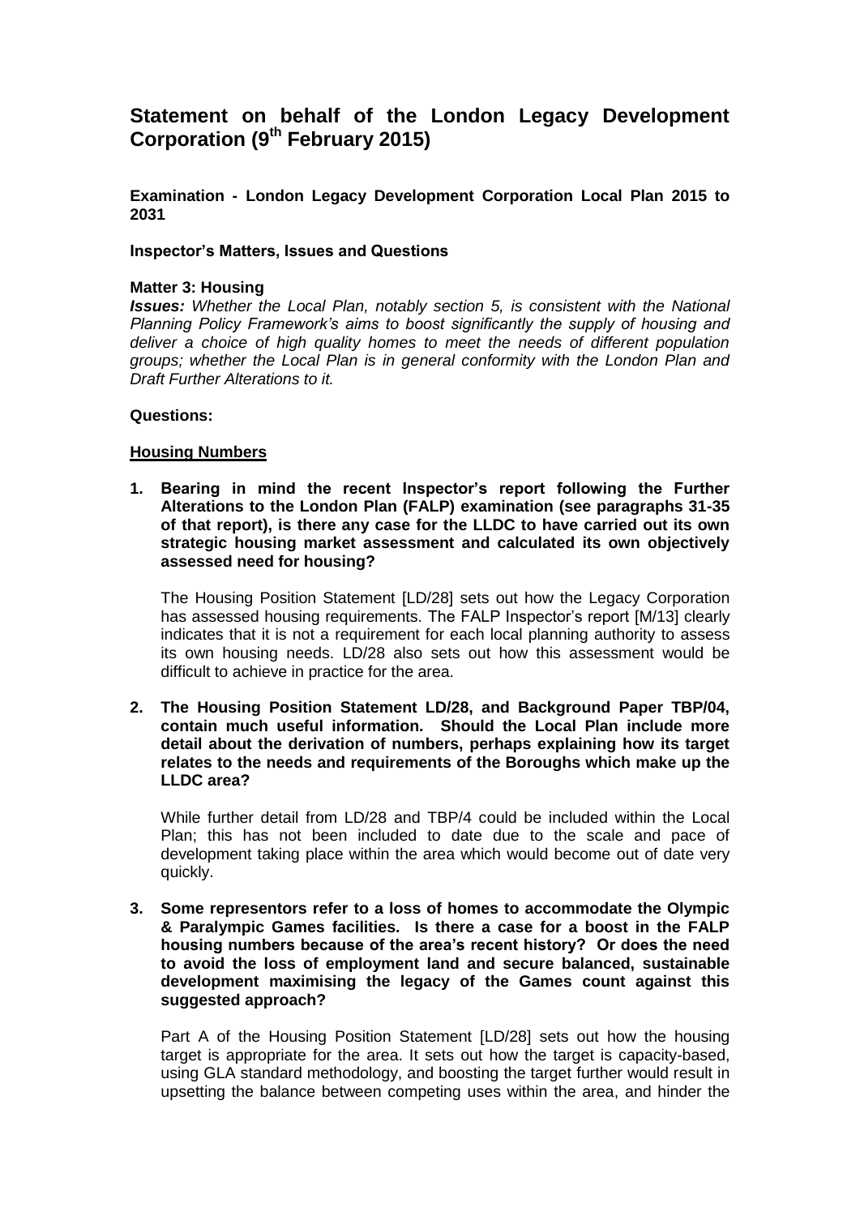# Statement on behalf of the London Legacy Development Corporation (9th February 2015)

**Examination - London Legacy Development Corporation Local Plan 2015 to 2031**

**Inspector's Matters, Issues and Questions**

**Matter 3: Housing**

***Issues:*** *Whether the Local Plan, notably section 5, is consistent with the National Planning Policy Framework's aims to boost significantly the supply of housing and deliver a choice of high quality homes to meet the needs of different population groups; whether the Local Plan is in general conformity with the London Plan and Draft Further Alterations to it.*

**Questions:**

**<u>Housing Numbers</u>**

1. **Bearing in mind the recent Inspector's report following the Further Alterations to the London Plan (FALP) examination (see paragraphs 31-35 of that report), is there any case for the LLDC to have carried out its own strategic housing market assessment and calculated its own objectively assessed need for housing?**

   The Housing Position Statement [LD/28] sets out how the Legacy Corporation has assessed housing requirements. The FALP Inspector's report [M/13] clearly indicates that it is not a requirement for each local planning authority to assess its own housing needs. LD/28 also sets out how this assessment would be difficult to achieve in practice for the area.

2. **The Housing Position Statement LD/28, and Background Paper TBP/04, contain much useful information. Should the Local Plan include more detail about the derivation of numbers, perhaps explaining how its target relates to the needs and requirements of the Boroughs which make up the LLDC area?**

   While further detail from LD/28 and TBP/4 could be included within the Local Plan; this has not been included to date due to the scale and pace of development taking place within the area which would become out of date very quickly.

3. **Some representors refer to a loss of homes to accommodate the Olympic & Paralympic Games facilities. Is there a case for a boost in the FALP housing numbers because of the area's recent history? Or does the need to avoid the loss of employment land and secure balanced, sustainable development maximising the legacy of the Games count against this suggested approach?**

   Part A of the Housing Position Statement [LD/28] sets out how the housing target is appropriate for the area. It sets out how the target is capacity-based, using GLA standard methodology, and boosting the target further would result in upsetting the balance between competing uses within the area, and hinder the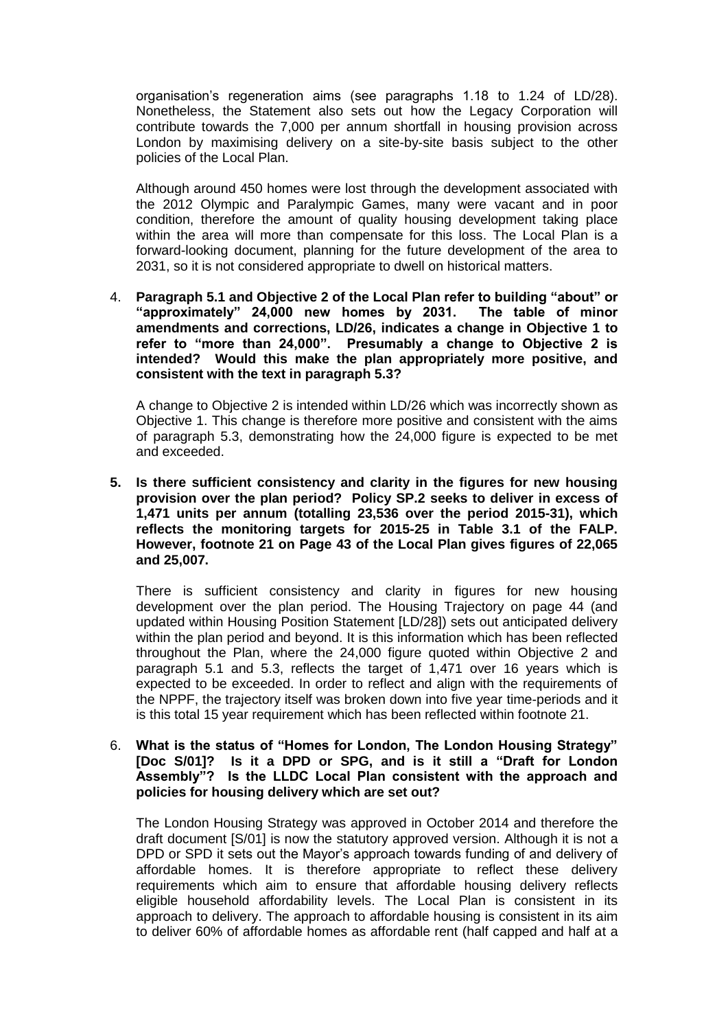organisation's regeneration aims (see paragraphs 1.18 to 1.24 of LD/28). Nonetheless, the Statement also sets out how the Legacy Corporation will contribute towards the 7,000 per annum shortfall in housing provision across London by maximising delivery on a site-by-site basis subject to the other policies of the Local Plan.

Although around 450 homes were lost through the development associated with the 2012 Olympic and Paralympic Games, many were vacant and in poor condition, therefore the amount of quality housing development taking place within the area will more than compensate for this loss. The Local Plan is a forward-looking document, planning for the future development of the area to 2031, so it is not considered appropriate to dwell on historical matters.

4. **Paragraph 5.1 and Objective 2 of the Local Plan refer to building "about" or "approximately" 24,000 new homes by 2031. The table of minor amendments and corrections, LD/26, indicates a change in Objective 1 to refer to "more than 24,000". Presumably a change to Objective 2 is intended? Would this make the plan appropriately more positive, and consistent with the text in paragraph 5.3?**

   A change to Objective 2 is intended within LD/26 which was incorrectly shown as Objective 1. This change is therefore more positive and consistent with the aims of paragraph 5.3, demonstrating how the 24,000 figure is expected to be met and exceeded.

5. **Is there sufficient consistency and clarity in the figures for new housing provision over the plan period? Policy SP.2 seeks to deliver in excess of 1,471 units per annum (totalling 23,536 over the period 2015-31), which reflects the monitoring targets for 2015-25 in Table 3.1 of the FALP. However, footnote 21 on Page 43 of the Local Plan gives figures of 22,065 and 25,007.**

   There is sufficient consistency and clarity in figures for new housing development over the plan period. The Housing Trajectory on page 44 (and updated within Housing Position Statement [LD/28]) sets out anticipated delivery within the plan period and beyond. It is this information which has been reflected throughout the Plan, where the 24,000 figure quoted within Objective 2 and paragraph 5.1 and 5.3, reflects the target of 1,471 over 16 years which is expected to be exceeded. In order to reflect and align with the requirements of the NPPF, the trajectory itself was broken down into five year time-periods and it is this total 15 year requirement which has been reflected within footnote 21.

6. **What is the status of "Homes for London, The London Housing Strategy" [Doc S/01]? Is it a DPD or SPG, and is it still a "Draft for London Assembly"? Is the LLDC Local Plan consistent with the approach and policies for housing delivery which are set out?**

   The London Housing Strategy was approved in October 2014 and therefore the draft document [S/01] is now the statutory approved version. Although it is not a DPD or SPD it sets out the Mayor's approach towards funding of and delivery of affordable homes. It is therefore appropriate to reflect these delivery requirements which aim to ensure that affordable housing delivery reflects eligible household affordability levels. The Local Plan is consistent in its approach to delivery. The approach to affordable housing is consistent in its aim to deliver 60% of affordable homes as affordable rent (half capped and half at a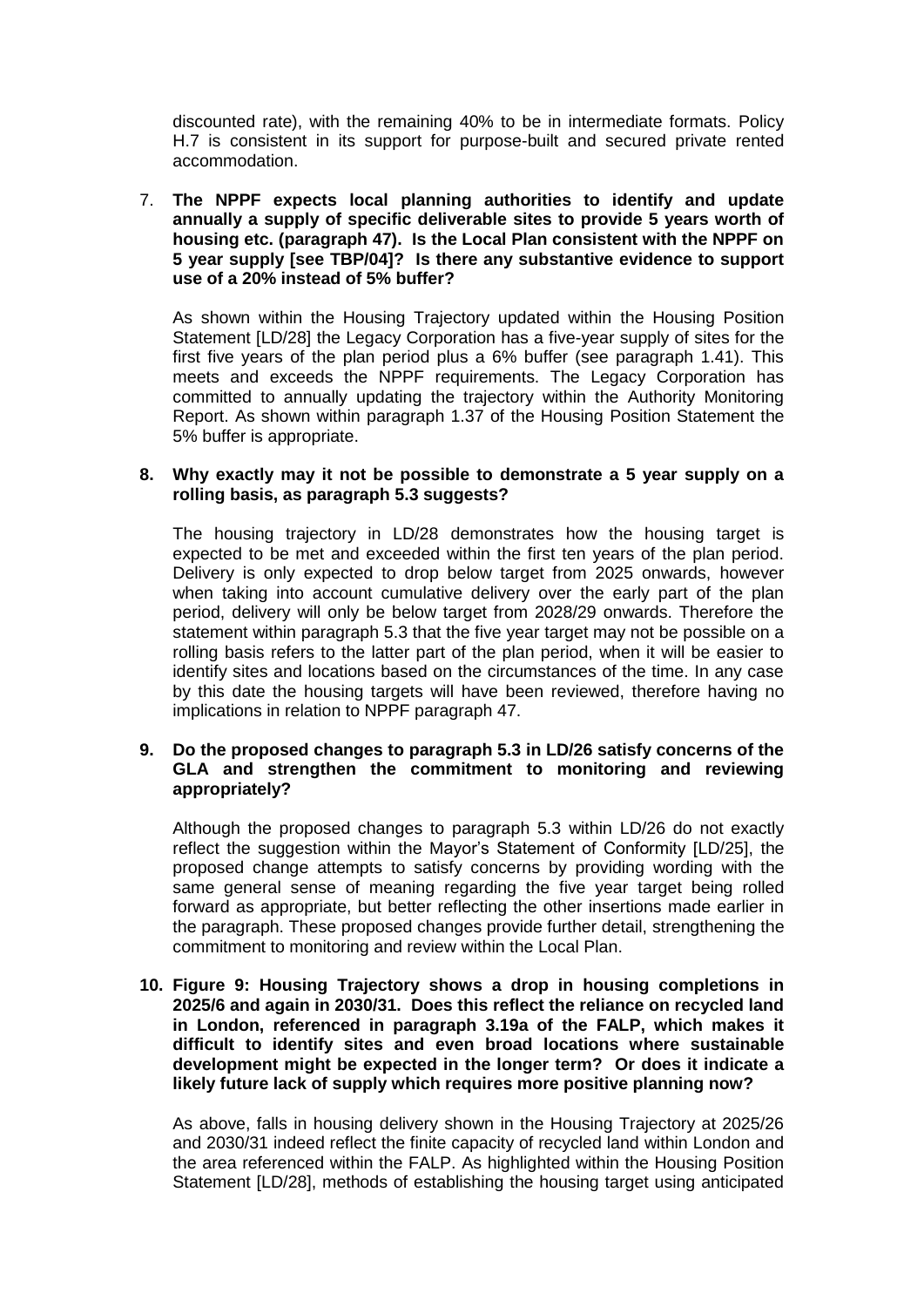discounted rate), with the remaining 40% to be in intermediate formats. Policy H.7 is consistent in its support for purpose-built and secured private rented accommodation.

7. **The NPPF expects local planning authorities to identify and update annually a supply of specific deliverable sites to provide 5 years worth of housing etc. (paragraph 47). Is the Local Plan consistent with the NPPF on 5 year supply [see TBP/04]? Is there any substantive evidence to support use of a 20% instead of 5% buffer?**

   As shown within the Housing Trajectory updated within the Housing Position Statement [LD/28] the Legacy Corporation has a five-year supply of sites for the first five years of the plan period plus a 6% buffer (see paragraph 1.41). This meets and exceeds the NPPF requirements. The Legacy Corporation has committed to annually updating the trajectory within the Authority Monitoring Report. As shown within paragraph 1.37 of the Housing Position Statement the 5% buffer is appropriate.

8. **Why exactly may it not be possible to demonstrate a 5 year supply on a rolling basis, as paragraph 5.3 suggests?**

   The housing trajectory in LD/28 demonstrates how the housing target is expected to be met and exceeded within the first ten years of the plan period. Delivery is only expected to drop below target from 2025 onwards, however when taking into account cumulative delivery over the early part of the plan period, delivery will only be below target from 2028/29 onwards. Therefore the statement within paragraph 5.3 that the five year target may not be possible on a rolling basis refers to the latter part of the plan period, when it will be easier to identify sites and locations based on the circumstances of the time. In any case by this date the housing targets will have been reviewed, therefore having no implications in relation to NPPF paragraph 47.

9. **Do the proposed changes to paragraph 5.3 in LD/26 satisfy concerns of the GLA and strengthen the commitment to monitoring and reviewing appropriately?**

   Although the proposed changes to paragraph 5.3 within LD/26 do not exactly reflect the suggestion within the Mayor's Statement of Conformity [LD/25], the proposed change attempts to satisfy concerns by providing wording with the same general sense of meaning regarding the five year target being rolled forward as appropriate, but better reflecting the other insertions made earlier in the paragraph. These proposed changes provide further detail, strengthening the commitment to monitoring and review within the Local Plan.

10. **Figure 9: Housing Trajectory shows a drop in housing completions in 2025/6 and again in 2030/31. Does this reflect the reliance on recycled land in London, referenced in paragraph 3.19a of the FALP, which makes it difficult to identify sites and even broad locations where sustainable development might be expected in the longer term? Or does it indicate a likely future lack of supply which requires more positive planning now?**

    As above, falls in housing delivery shown in the Housing Trajectory at 2025/26 and 2030/31 indeed reflect the finite capacity of recycled land within London and the area referenced within the FALP. As highlighted within the Housing Position Statement [LD/28], methods of establishing the housing target using anticipated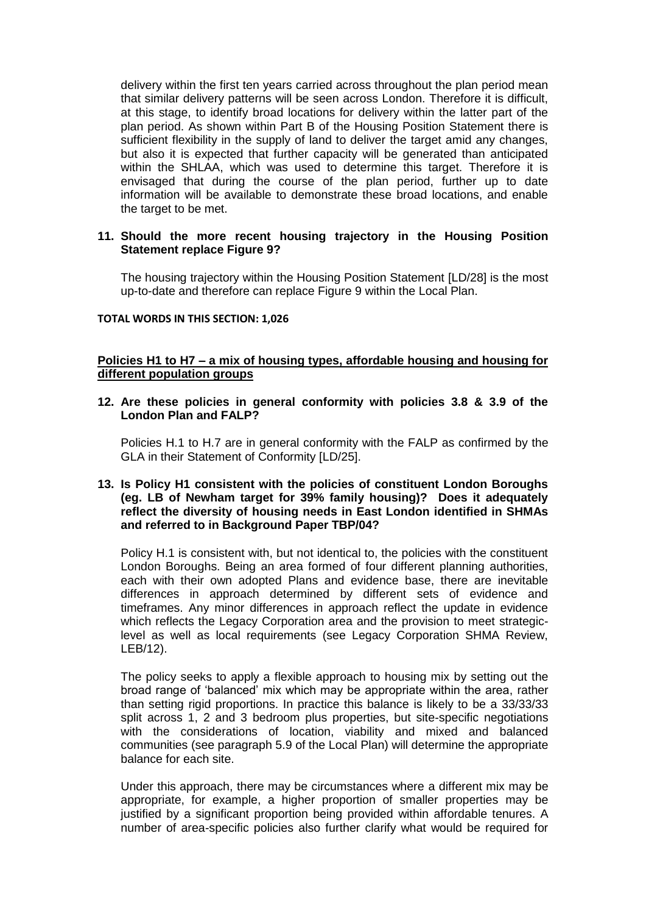delivery within the first ten years carried across throughout the plan period mean that similar delivery patterns will be seen across London. Therefore it is difficult, at this stage, to identify broad locations for delivery within the latter part of the plan period. As shown within Part B of the Housing Position Statement there is sufficient flexibility in the supply of land to deliver the target amid any changes, but also it is expected that further capacity will be generated than anticipated within the SHLAA, which was used to determine this target. Therefore it is envisaged that during the course of the plan period, further up to date information will be available to demonstrate these broad locations, and enable the target to be met.

**11. Should the more recent housing trajectory in the Housing Position Statement replace Figure 9?**

The housing trajectory within the Housing Position Statement [LD/28] is the most up-to-date and therefore can replace Figure 9 within the Local Plan.

**TOTAL WORDS IN THIS SECTION: 1,026**

**Policies H1 to H7 – a mix of housing types, affordable housing and housing for different population groups**

**12. Are these policies in general conformity with policies 3.8 & 3.9 of the London Plan and FALP?**

Policies H.1 to H.7 are in general conformity with the FALP as confirmed by the GLA in their Statement of Conformity [LD/25].

**13. Is Policy H1 consistent with the policies of constituent London Boroughs (eg. LB of Newham target for 39% family housing)? Does it adequately reflect the diversity of housing needs in East London identified in SHMAs and referred to in Background Paper TBP/04?**

Policy H.1 is consistent with, but not identical to, the policies with the constituent London Boroughs. Being an area formed of four different planning authorities, each with their own adopted Plans and evidence base, there are inevitable differences in approach determined by different sets of evidence and timeframes. Any minor differences in approach reflect the update in evidence which reflects the Legacy Corporation area and the provision to meet strategic-level as well as local requirements (see Legacy Corporation SHMA Review, LEB/12).

The policy seeks to apply a flexible approach to housing mix by setting out the broad range of 'balanced' mix which may be appropriate within the area, rather than setting rigid proportions. In practice this balance is likely to be a 33/33/33 split across 1, 2 and 3 bedroom plus properties, but site-specific negotiations with the considerations of location, viability and mixed and balanced communities (see paragraph 5.9 of the Local Plan) will determine the appropriate balance for each site.

Under this approach, there may be circumstances where a different mix may be appropriate, for example, a higher proportion of smaller properties may be justified by a significant proportion being provided within affordable tenures. A number of area-specific policies also further clarify what would be required for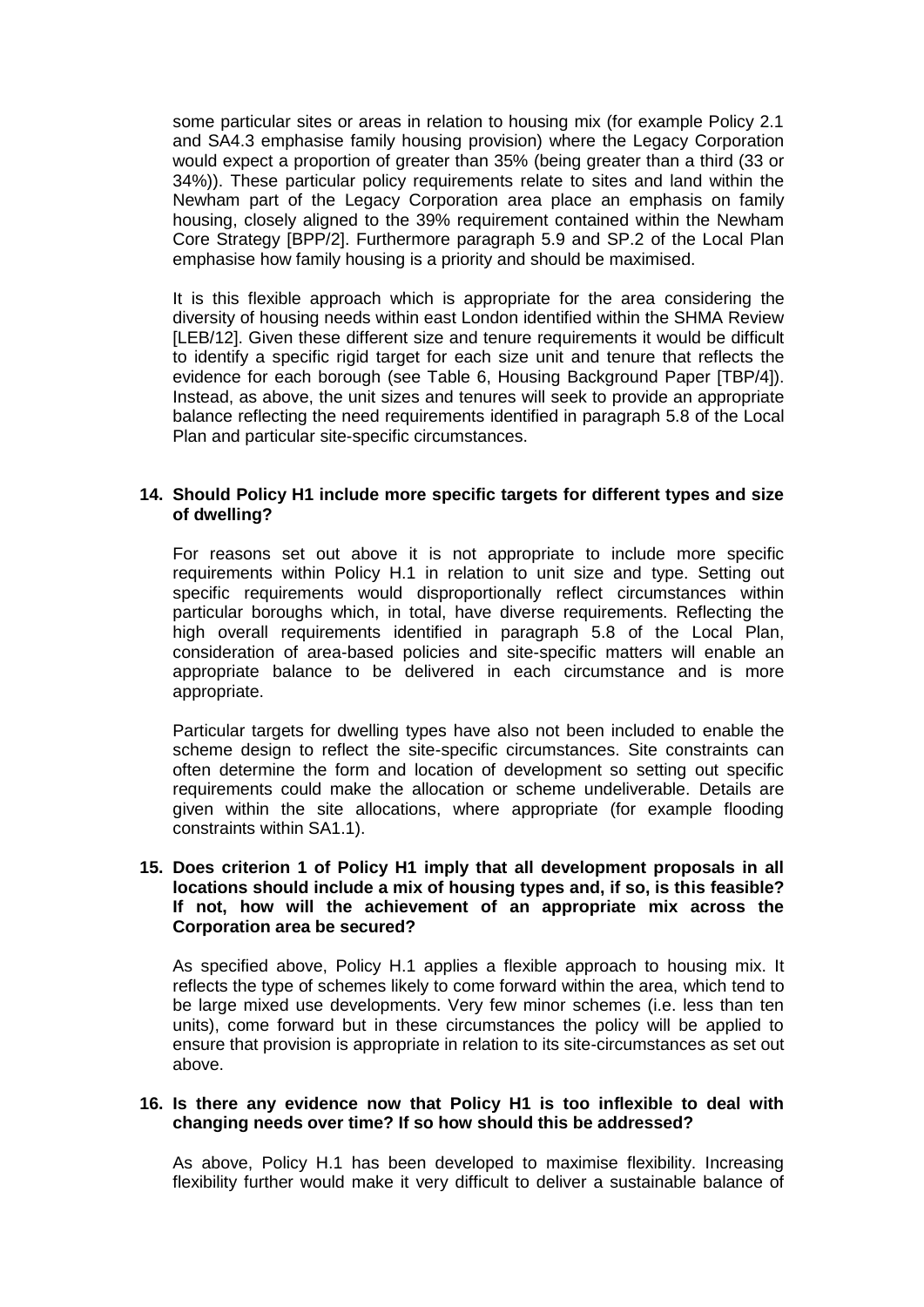some particular sites or areas in relation to housing mix (for example Policy 2.1 and SA4.3 emphasise family housing provision) where the Legacy Corporation would expect a proportion of greater than 35% (being greater than a third (33 or 34%)). These particular policy requirements relate to sites and land within the Newham part of the Legacy Corporation area place an emphasis on family housing, closely aligned to the 39% requirement contained within the Newham Core Strategy [BPP/2]. Furthermore paragraph 5.9 and SP.2 of the Local Plan emphasise how family housing is a priority and should be maximised.

It is this flexible approach which is appropriate for the area considering the diversity of housing needs within east London identified within the SHMA Review [LEB/12]. Given these different size and tenure requirements it would be difficult to identify a specific rigid target for each size unit and tenure that reflects the evidence for each borough (see Table 6, Housing Background Paper [TBP/4]). Instead, as above, the unit sizes and tenures will seek to provide an appropriate balance reflecting the need requirements identified in paragraph 5.8 of the Local Plan and particular site-specific circumstances.

**14. Should Policy H1 include more specific targets for different types and size of dwelling?**

For reasons set out above it is not appropriate to include more specific requirements within Policy H.1 in relation to unit size and type. Setting out specific requirements would disproportionally reflect circumstances within particular boroughs which, in total, have diverse requirements. Reflecting the high overall requirements identified in paragraph 5.8 of the Local Plan, consideration of area-based policies and site-specific matters will enable an appropriate balance to be delivered in each circumstance and is more appropriate.

Particular targets for dwelling types have also not been included to enable the scheme design to reflect the site-specific circumstances. Site constraints can often determine the form and location of development so setting out specific requirements could make the allocation or scheme undeliverable. Details are given within the site allocations, where appropriate (for example flooding constraints within SA1.1).

**15. Does criterion 1 of Policy H1 imply that all development proposals in all locations should include a mix of housing types and, if so, is this feasible? If not, how will the achievement of an appropriate mix across the Corporation area be secured?**

As specified above, Policy H.1 applies a flexible approach to housing mix. It reflects the type of schemes likely to come forward within the area, which tend to be large mixed use developments. Very few minor schemes (i.e. less than ten units), come forward but in these circumstances the policy will be applied to ensure that provision is appropriate in relation to its site-circumstances as set out above.

**16. Is there any evidence now that Policy H1 is too inflexible to deal with changing needs over time? If so how should this be addressed?**

As above, Policy H.1 has been developed to maximise flexibility. Increasing flexibility further would make it very difficult to deliver a sustainable balance of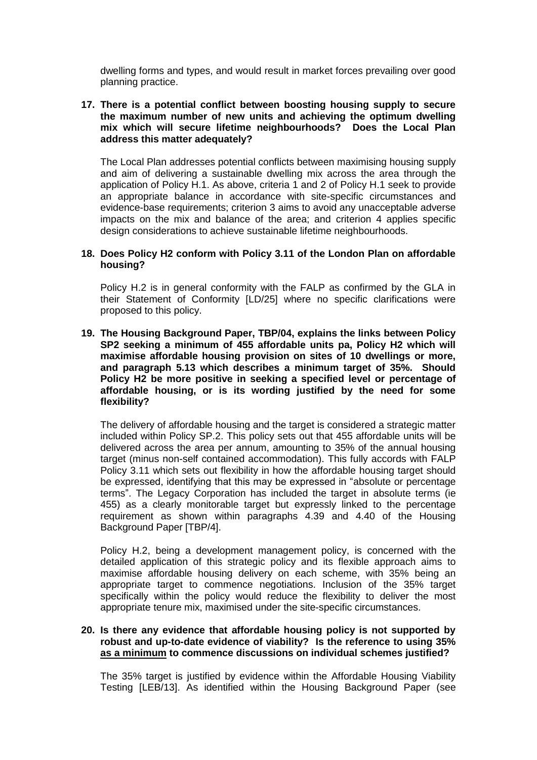dwelling forms and types, and would result in market forces prevailing over good planning practice.

**17. There is a potential conflict between boosting housing supply to secure the maximum number of new units and achieving the optimum dwelling mix which will secure lifetime neighbourhoods? Does the Local Plan address this matter adequately?**

The Local Plan addresses potential conflicts between maximising housing supply and aim of delivering a sustainable dwelling mix across the area through the application of Policy H.1. As above, criteria 1 and 2 of Policy H.1 seek to provide an appropriate balance in accordance with site-specific circumstances and evidence-base requirements; criterion 3 aims to avoid any unacceptable adverse impacts on the mix and balance of the area; and criterion 4 applies specific design considerations to achieve sustainable lifetime neighbourhoods.

**18. Does Policy H2 conform with Policy 3.11 of the London Plan on affordable housing?**

Policy H.2 is in general conformity with the FALP as confirmed by the GLA in their Statement of Conformity [LD/25] where no specific clarifications were proposed to this policy.

**19. The Housing Background Paper, TBP/04, explains the links between Policy SP2 seeking a minimum of 455 affordable units pa, Policy H2 which will maximise affordable housing provision on sites of 10 dwellings or more, and paragraph 5.13 which describes a minimum target of 35%. Should Policy H2 be more positive in seeking a specified level or percentage of affordable housing, or is its wording justified by the need for some flexibility?**

The delivery of affordable housing and the target is considered a strategic matter included within Policy SP.2. This policy sets out that 455 affordable units will be delivered across the area per annum, amounting to 35% of the annual housing target (minus non-self contained accommodation). This fully accords with FALP Policy 3.11 which sets out flexibility in how the affordable housing target should be expressed, identifying that this may be expressed in "absolute or percentage terms". The Legacy Corporation has included the target in absolute terms (ie 455) as a clearly monitorable target but expressly linked to the percentage requirement as shown within paragraphs 4.39 and 4.40 of the Housing Background Paper [TBP/4].

Policy H.2, being a development management policy, is concerned with the detailed application of this strategic policy and its flexible approach aims to maximise affordable housing delivery on each scheme, with 35% being an appropriate target to commence negotiations. Inclusion of the 35% target specifically within the policy would reduce the flexibility to deliver the most appropriate tenure mix, maximised under the site-specific circumstances.

**20. Is there any evidence that affordable housing policy is not supported by robust and up-to-date evidence of viability? Is the reference to using 35% <u>as a minimum</u> to commence discussions on individual schemes justified?**

The 35% target is justified by evidence within the Affordable Housing Viability Testing [LEB/13]. As identified within the Housing Background Paper (see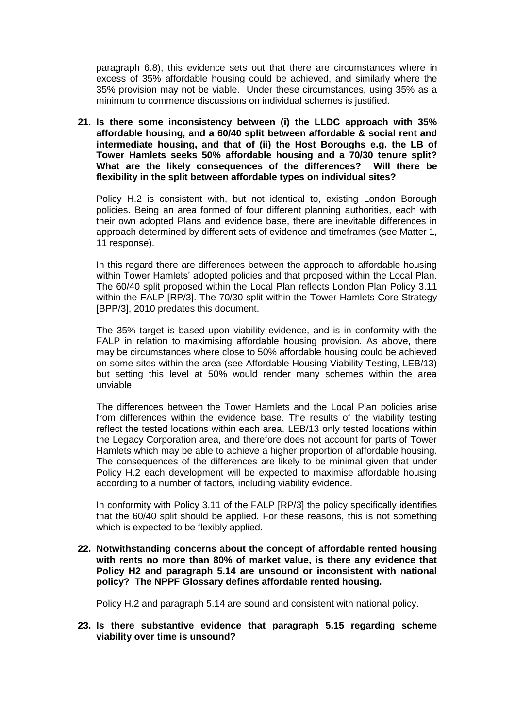paragraph 6.8), this evidence sets out that there are circumstances where in excess of 35% affordable housing could be achieved, and similarly where the 35% provision may not be viable. Under these circumstances, using 35% as a minimum to commence discussions on individual schemes is justified.

**21. Is there some inconsistency between (i) the LLDC approach with 35% affordable housing, and a 60/40 split between affordable & social rent and intermediate housing, and that of (ii) the Host Boroughs e.g. the LB of Tower Hamlets seeks 50% affordable housing and a 70/30 tenure split? What are the likely consequences of the differences? Will there be flexibility in the split between affordable types on individual sites?**

Policy H.2 is consistent with, but not identical to, existing London Borough policies. Being an area formed of four different planning authorities, each with their own adopted Plans and evidence base, there are inevitable differences in approach determined by different sets of evidence and timeframes (see Matter 1, 11 response).

In this regard there are differences between the approach to affordable housing within Tower Hamlets' adopted policies and that proposed within the Local Plan. The 60/40 split proposed within the Local Plan reflects London Plan Policy 3.11 within the FALP [RP/3]. The 70/30 split within the Tower Hamlets Core Strategy [BPP/3], 2010 predates this document.

The 35% target is based upon viability evidence, and is in conformity with the FALP in relation to maximising affordable housing provision. As above, there may be circumstances where close to 50% affordable housing could be achieved on some sites within the area (see Affordable Housing Viability Testing, LEB/13) but setting this level at 50% would render many schemes within the area unviable.

The differences between the Tower Hamlets and the Local Plan policies arise from differences within the evidence base. The results of the viability testing reflect the tested locations within each area. LEB/13 only tested locations within the Legacy Corporation area, and therefore does not account for parts of Tower Hamlets which may be able to achieve a higher proportion of affordable housing. The consequences of the differences are likely to be minimal given that under Policy H.2 each development will be expected to maximise affordable housing according to a number of factors, including viability evidence.

In conformity with Policy 3.11 of the FALP [RP/3] the policy specifically identifies that the 60/40 split should be applied. For these reasons, this is not something which is expected to be flexibly applied.

**22. Notwithstanding concerns about the concept of affordable rented housing with rents no more than 80% of market value, is there any evidence that Policy H2 and paragraph 5.14 are unsound or inconsistent with national policy? The NPPF Glossary defines affordable rented housing.**

Policy H.2 and paragraph 5.14 are sound and consistent with national policy.

**23. Is there substantive evidence that paragraph 5.15 regarding scheme viability over time is unsound?**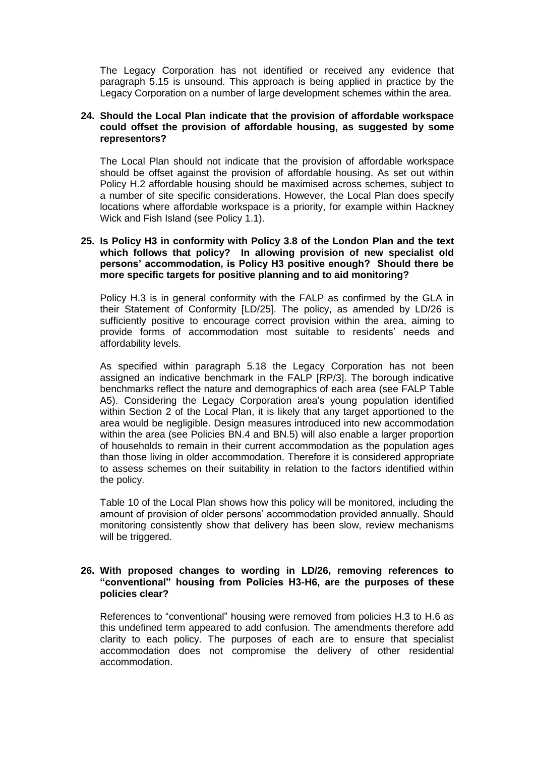The Legacy Corporation has not identified or received any evidence that paragraph 5.15 is unsound. This approach is being applied in practice by the Legacy Corporation on a number of large development schemes within the area.

**24. Should the Local Plan indicate that the provision of affordable workspace could offset the provision of affordable housing, as suggested by some representors?**

The Local Plan should not indicate that the provision of affordable workspace should be offset against the provision of affordable housing. As set out within Policy H.2 affordable housing should be maximised across schemes, subject to a number of site specific considerations. However, the Local Plan does specify locations where affordable workspace is a priority, for example within Hackney Wick and Fish Island (see Policy 1.1).

**25. Is Policy H3 in conformity with Policy 3.8 of the London Plan and the text which follows that policy? In allowing provision of new specialist old persons' accommodation, is Policy H3 positive enough? Should there be more specific targets for positive planning and to aid monitoring?**

Policy H.3 is in general conformity with the FALP as confirmed by the GLA in their Statement of Conformity [LD/25]. The policy, as amended by LD/26 is sufficiently positive to encourage correct provision within the area, aiming to provide forms of accommodation most suitable to residents' needs and affordability levels.

As specified within paragraph 5.18 the Legacy Corporation has not been assigned an indicative benchmark in the FALP [RP/3]. The borough indicative benchmarks reflect the nature and demographics of each area (see FALP Table A5). Considering the Legacy Corporation area's young population identified within Section 2 of the Local Plan, it is likely that any target apportioned to the area would be negligible. Design measures introduced into new accommodation within the area (see Policies BN.4 and BN.5) will also enable a larger proportion of households to remain in their current accommodation as the population ages than those living in older accommodation. Therefore it is considered appropriate to assess schemes on their suitability in relation to the factors identified within the policy.

Table 10 of the Local Plan shows how this policy will be monitored, including the amount of provision of older persons' accommodation provided annually. Should monitoring consistently show that delivery has been slow, review mechanisms will be triggered.

**26. With proposed changes to wording in LD/26, removing references to "conventional" housing from Policies H3-H6, are the purposes of these policies clear?**

References to "conventional" housing were removed from policies H.3 to H.6 as this undefined term appeared to add confusion. The amendments therefore add clarity to each policy. The purposes of each are to ensure that specialist accommodation does not compromise the delivery of other residential accommodation.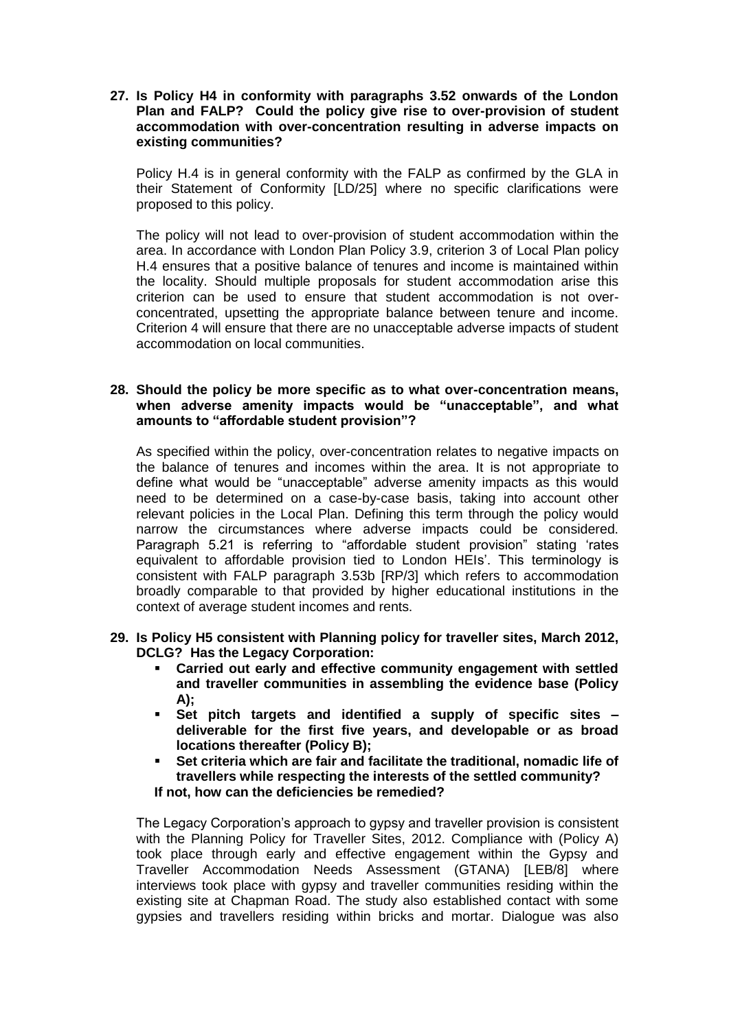**27. Is Policy H4 in conformity with paragraphs 3.52 onwards of the London Plan and FALP? Could the policy give rise to over-provision of student accommodation with over-concentration resulting in adverse impacts on existing communities?**

Policy H.4 is in general conformity with the FALP as confirmed by the GLA in their Statement of Conformity [LD/25] where no specific clarifications were proposed to this policy.

The policy will not lead to over-provision of student accommodation within the area. In accordance with London Plan Policy 3.9, criterion 3 of Local Plan policy H.4 ensures that a positive balance of tenures and income is maintained within the locality. Should multiple proposals for student accommodation arise this criterion can be used to ensure that student accommodation is not over-concentrated, upsetting the appropriate balance between tenure and income. Criterion 4 will ensure that there are no unacceptable adverse impacts of student accommodation on local communities.

**28. Should the policy be more specific as to what over-concentration means, when adverse amenity impacts would be "unacceptable", and what amounts to "affordable student provision"?**

As specified within the policy, over-concentration relates to negative impacts on the balance of tenures and incomes within the area. It is not appropriate to define what would be "unacceptable" adverse amenity impacts as this would need to be determined on a case-by-case basis, taking into account other relevant policies in the Local Plan. Defining this term through the policy would narrow the circumstances where adverse impacts could be considered. Paragraph 5.21 is referring to "affordable student provision" stating 'rates equivalent to affordable provision tied to London HEIs'. This terminology is consistent with FALP paragraph 3.53b [RP/3] which refers to accommodation broadly comparable to that provided by higher educational institutions in the context of average student incomes and rents.

**29. Is Policy H5 consistent with Planning policy for traveller sites, March 2012, DCLG? Has the Legacy Corporation:**

- **Carried out early and effective community engagement with settled and traveller communities in assembling the evidence base (Policy A);**
- **Set pitch targets and identified a supply of specific sites – deliverable for the first five years, and developable or as broad locations thereafter (Policy B);**
- **Set criteria which are fair and facilitate the traditional, nomadic life of travellers while respecting the interests of the settled community?**

**If not, how can the deficiencies be remedied?**

The Legacy Corporation's approach to gypsy and traveller provision is consistent with the Planning Policy for Traveller Sites, 2012. Compliance with (Policy A) took place through early and effective engagement within the Gypsy and Traveller Accommodation Needs Assessment (GTANA) [LEB/8] where interviews took place with gypsy and traveller communities residing within the existing site at Chapman Road. The study also established contact with some gypsies and travellers residing within bricks and mortar. Dialogue was also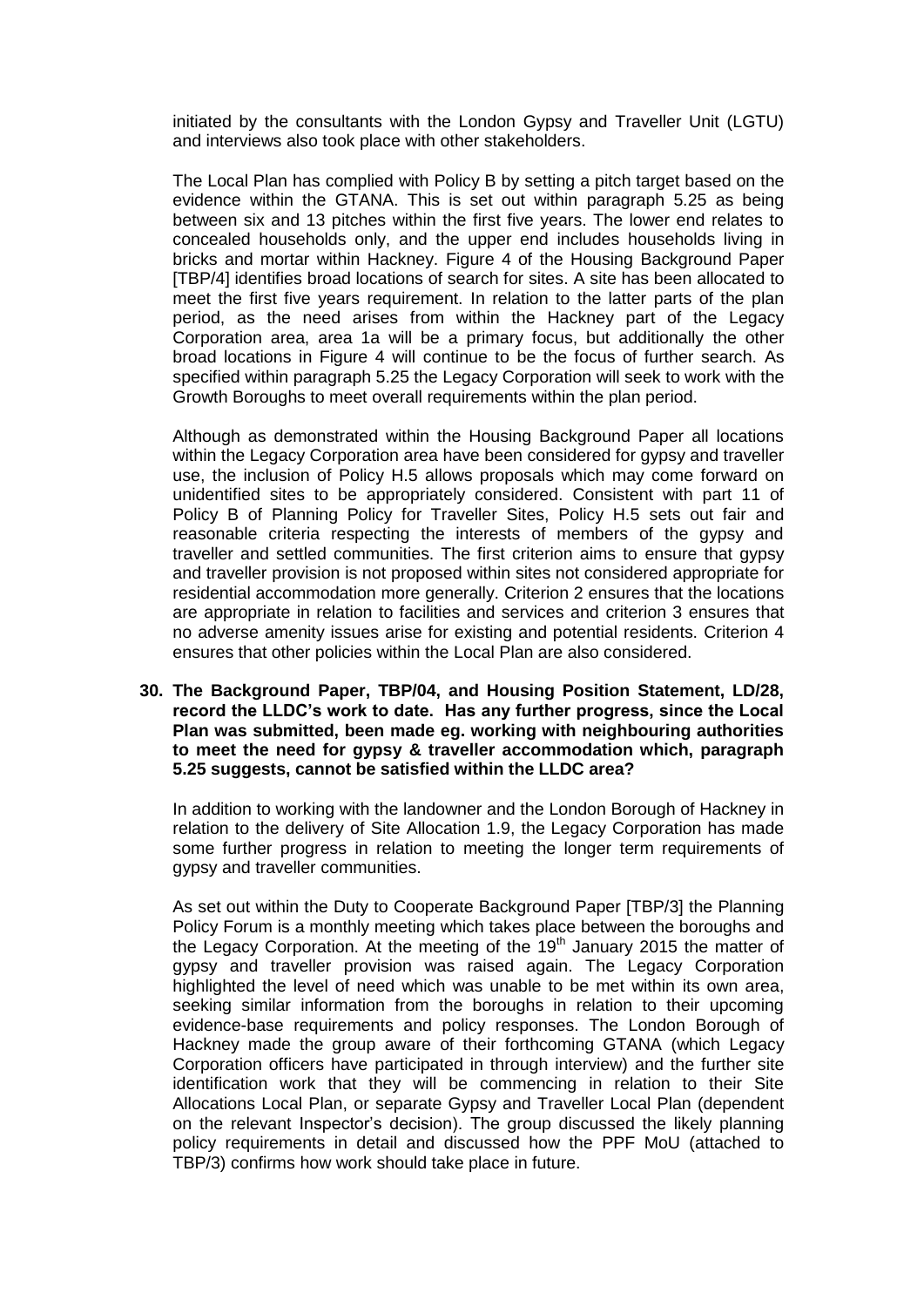initiated by the consultants with the London Gypsy and Traveller Unit (LGTU) and interviews also took place with other stakeholders.

The Local Plan has complied with Policy B by setting a pitch target based on the evidence within the GTANA. This is set out within paragraph 5.25 as being between six and 13 pitches within the first five years. The lower end relates to concealed households only, and the upper end includes households living in bricks and mortar within Hackney. Figure 4 of the Housing Background Paper [TBP/4] identifies broad locations of search for sites. A site has been allocated to meet the first five years requirement. In relation to the latter parts of the plan period, as the need arises from within the Hackney part of the Legacy Corporation area, area 1a will be a primary focus, but additionally the other broad locations in Figure 4 will continue to be the focus of further search. As specified within paragraph 5.25 the Legacy Corporation will seek to work with the Growth Boroughs to meet overall requirements within the plan period.

Although as demonstrated within the Housing Background Paper all locations within the Legacy Corporation area have been considered for gypsy and traveller use, the inclusion of Policy H.5 allows proposals which may come forward on unidentified sites to be appropriately considered. Consistent with part 11 of Policy B of Planning Policy for Traveller Sites, Policy H.5 sets out fair and reasonable criteria respecting the interests of members of the gypsy and traveller and settled communities. The first criterion aims to ensure that gypsy and traveller provision is not proposed within sites not considered appropriate for residential accommodation more generally. Criterion 2 ensures that the locations are appropriate in relation to facilities and services and criterion 3 ensures that no adverse amenity issues arise for existing and potential residents. Criterion 4 ensures that other policies within the Local Plan are also considered.

**30. The Background Paper, TBP/04, and Housing Position Statement, LD/28, record the LLDC's work to date. Has any further progress, since the Local Plan was submitted, been made eg. working with neighbouring authorities to meet the need for gypsy & traveller accommodation which, paragraph 5.25 suggests, cannot be satisfied within the LLDC area?**

In addition to working with the landowner and the London Borough of Hackney in relation to the delivery of Site Allocation 1.9, the Legacy Corporation has made some further progress in relation to meeting the longer term requirements of gypsy and traveller communities.

As set out within the Duty to Cooperate Background Paper [TBP/3] the Planning Policy Forum is a monthly meeting which takes place between the boroughs and the Legacy Corporation. At the meeting of the 19th January 2015 the matter of gypsy and traveller provision was raised again. The Legacy Corporation highlighted the level of need which was unable to be met within its own area, seeking similar information from the boroughs in relation to their upcoming evidence-base requirements and policy responses. The London Borough of Hackney made the group aware of their forthcoming GTANA (which Legacy Corporation officers have participated in through interview) and the further site identification work that they will be commencing in relation to their Site Allocations Local Plan, or separate Gypsy and Traveller Local Plan (dependent on the relevant Inspector's decision). The group discussed the likely planning policy requirements in detail and discussed how the PPF MoU (attached to TBP/3) confirms how work should take place in future.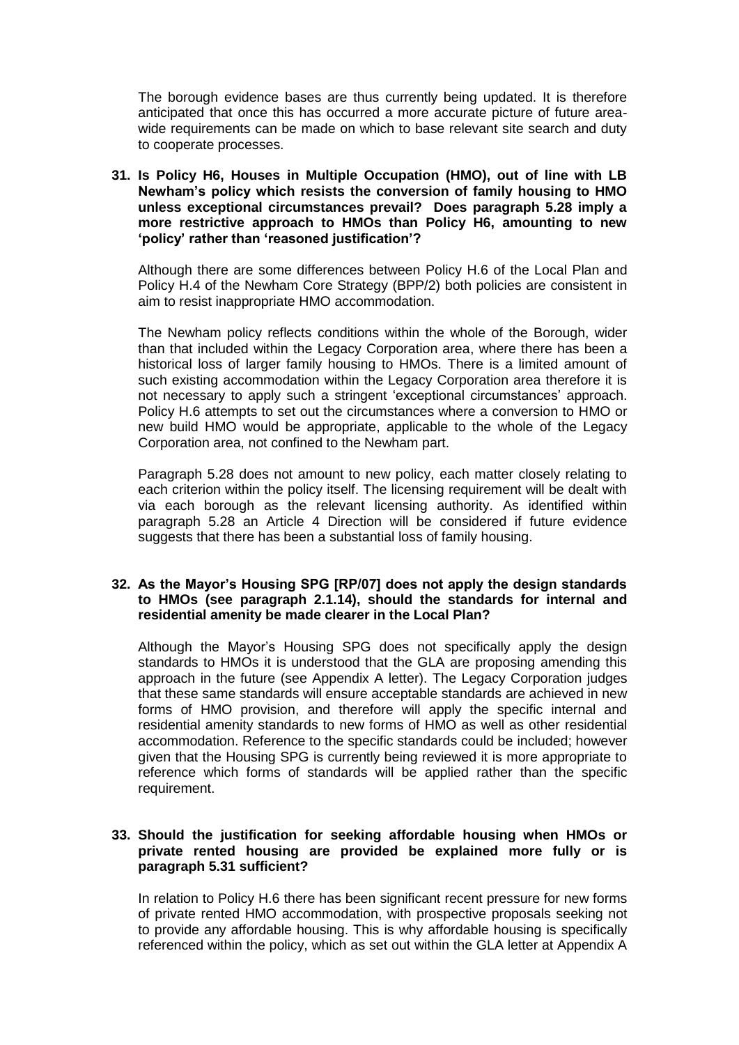The borough evidence bases are thus currently being updated. It is therefore anticipated that once this has occurred a more accurate picture of future area-wide requirements can be made on which to base relevant site search and duty to cooperate processes.

**31. Is Policy H6, Houses in Multiple Occupation (HMO), out of line with LB Newham's policy which resists the conversion of family housing to HMO unless exceptional circumstances prevail? Does paragraph 5.28 imply a more restrictive approach to HMOs than Policy H6, amounting to new 'policy' rather than 'reasoned justification'?**

Although there are some differences between Policy H.6 of the Local Plan and Policy H.4 of the Newham Core Strategy (BPP/2) both policies are consistent in aim to resist inappropriate HMO accommodation.

The Newham policy reflects conditions within the whole of the Borough, wider than that included within the Legacy Corporation area, where there has been a historical loss of larger family housing to HMOs. There is a limited amount of such existing accommodation within the Legacy Corporation area therefore it is not necessary to apply such a stringent 'exceptional circumstances' approach. Policy H.6 attempts to set out the circumstances where a conversion to HMO or new build HMO would be appropriate, applicable to the whole of the Legacy Corporation area, not confined to the Newham part.

Paragraph 5.28 does not amount to new policy, each matter closely relating to each criterion within the policy itself. The licensing requirement will be dealt with via each borough as the relevant licensing authority. As identified within paragraph 5.28 an Article 4 Direction will be considered if future evidence suggests that there has been a substantial loss of family housing.

**32. As the Mayor's Housing SPG [RP/07] does not apply the design standards to HMOs (see paragraph 2.1.14), should the standards for internal and residential amenity be made clearer in the Local Plan?**

Although the Mayor's Housing SPG does not specifically apply the design standards to HMOs it is understood that the GLA are proposing amending this approach in the future (see Appendix A letter). The Legacy Corporation judges that these same standards will ensure acceptable standards are achieved in new forms of HMO provision, and therefore will apply the specific internal and residential amenity standards to new forms of HMO as well as other residential accommodation. Reference to the specific standards could be included; however given that the Housing SPG is currently being reviewed it is more appropriate to reference which forms of standards will be applied rather than the specific requirement.

**33. Should the justification for seeking affordable housing when HMOs or private rented housing are provided be explained more fully or is paragraph 5.31 sufficient?**

In relation to Policy H.6 there has been significant recent pressure for new forms of private rented HMO accommodation, with prospective proposals seeking not to provide any affordable housing. This is why affordable housing is specifically referenced within the policy, which as set out within the GLA letter at Appendix A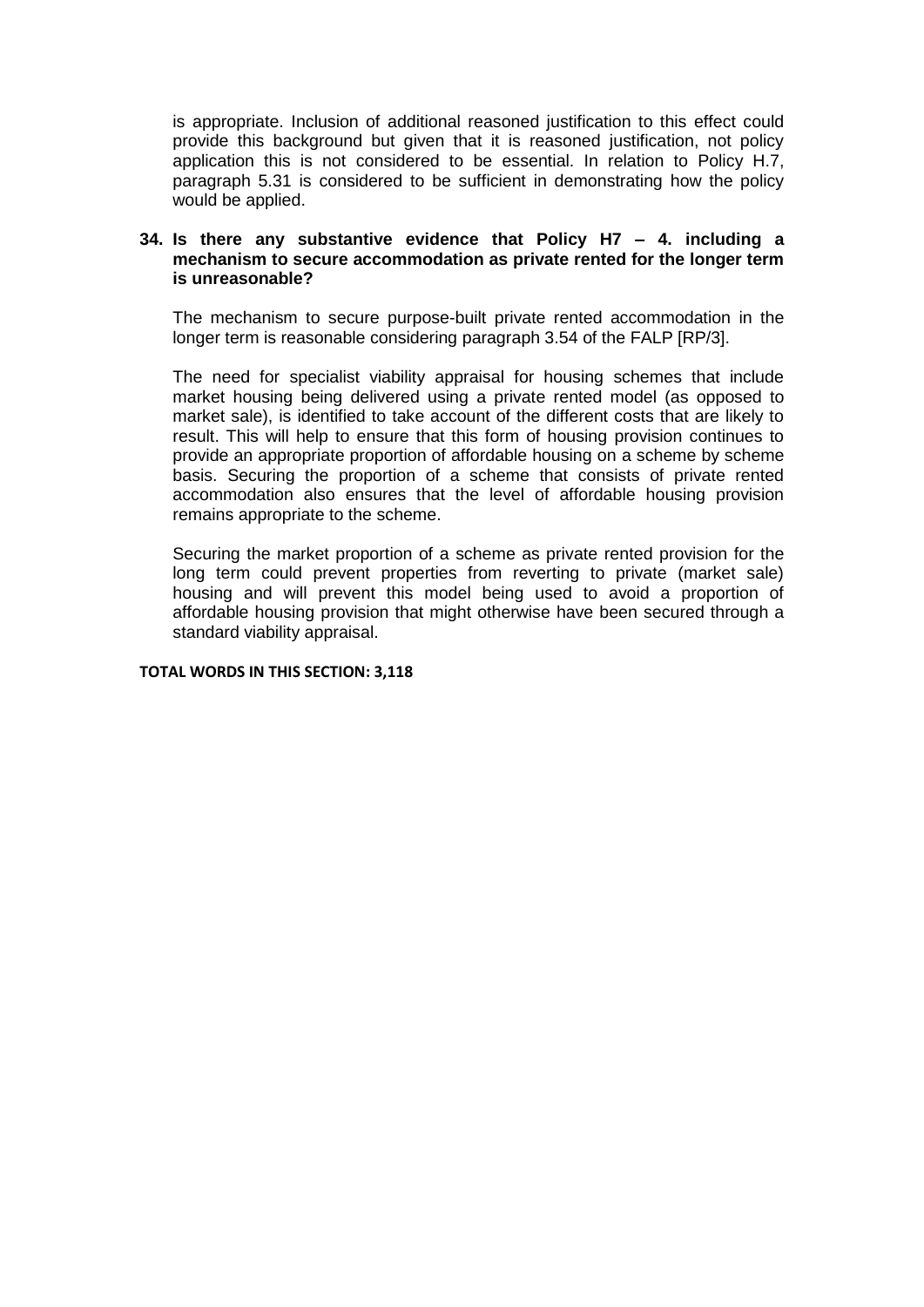is appropriate. Inclusion of additional reasoned justification to this effect could provide this background but given that it is reasoned justification, not policy application this is not considered to be essential. In relation to Policy H.7, paragraph 5.31 is considered to be sufficient in demonstrating how the policy would be applied.

**34. Is there any substantive evidence that Policy H7 – 4. including a mechanism to secure accommodation as private rented for the longer term is unreasonable?**

The mechanism to secure purpose-built private rented accommodation in the longer term is reasonable considering paragraph 3.54 of the FALP [RP/3].

The need for specialist viability appraisal for housing schemes that include market housing being delivered using a private rented model (as opposed to market sale), is identified to take account of the different costs that are likely to result. This will help to ensure that this form of housing provision continues to provide an appropriate proportion of affordable housing on a scheme by scheme basis. Securing the proportion of a scheme that consists of private rented accommodation also ensures that the level of affordable housing provision remains appropriate to the scheme.

Securing the market proportion of a scheme as private rented provision for the long term could prevent properties from reverting to private (market sale) housing and will prevent this model being used to avoid a proportion of affordable housing provision that might otherwise have been secured through a standard viability appraisal.

**TOTAL WORDS IN THIS SECTION: 3,118**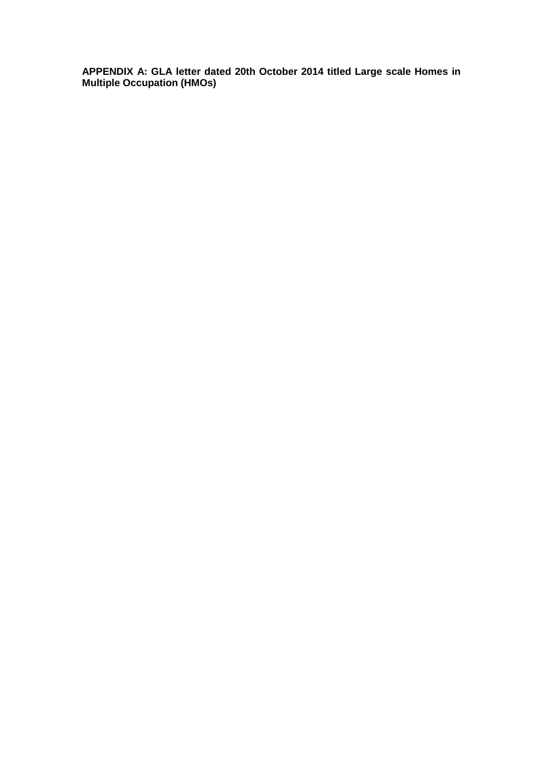**APPENDIX A: GLA letter dated 20th October 2014 titled Large scale Homes in Multiple Occupation (HMOs)**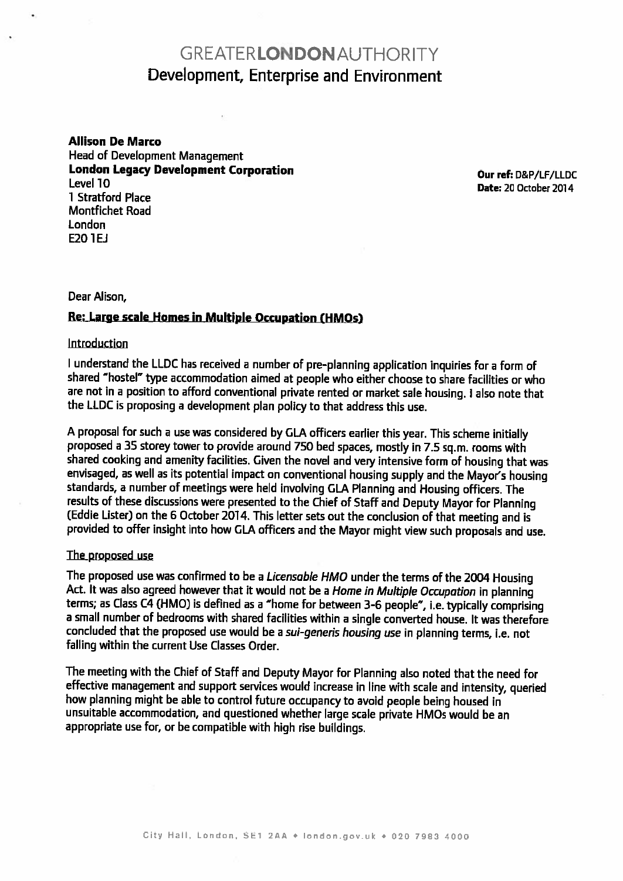# GREATER**LONDON**AUTHORITY
## Development, Enterprise and Environment

**Allison De Marco**
Head of Development Management
**London Legacy Development Corporation**
Level 10
1 Stratford Place
Montfichet Road
London
E20 1EJ

**Our ref:** D&P/LF/LLDC
**Date:** 20 October 2014

Dear Alison,

**Re: Large scale Homes in Multiple Occupation (HMOs)**

Introduction

I understand the LLDC has received a number of pre-planning application inquiries for a form of shared "hostel" type accommodation aimed at people who either choose to share facilities or who are not in a position to afford conventional private rented or market sale housing. I also note that the LLDC is proposing a development plan policy to that address this use.

A proposal for such a use was considered by GLA officers earlier this year. This scheme initially proposed a 35 storey tower to provide around 750 bed spaces, mostly in 7.5 sq.m. rooms with shared cooking and amenity facilities. Given the novel and very intensive form of housing that was envisaged, as well as its potential impact on conventional housing supply and the Mayor's housing standards, a number of meetings were held involving GLA Planning and Housing officers. The results of these discussions were presented to the Chief of Staff and Deputy Mayor for Planning (Eddie Lister) on the 6 October 2014. This letter sets out the conclusion of that meeting and is provided to offer insight into how GLA officers and the Mayor might view such proposals and use.

The proposed use

The proposed use was confirmed to be a *Licensable HMO* under the terms of the 2004 Housing Act. It was also agreed however that it would not be a *Home in Multiple Occupation* in planning terms; as Class C4 (HMO) is defined as a "home for between 3-6 people", i.e. typically comprising a small number of bedrooms with shared facilities within a single converted house. It was therefore concluded that the proposed use would be a *sui-generis housing use* in planning terms, i.e. not falling within the current Use Classes Order.

The meeting with the Chief of Staff and Deputy Mayor for Planning also noted that the need for effective management and support services would increase in line with scale and intensity, queried how planning might be able to control future occupancy to avoid people being housed in unsuitable accommodation, and questioned whether large scale private HMOs would be an appropriate use for, or be compatible with high rise buildings.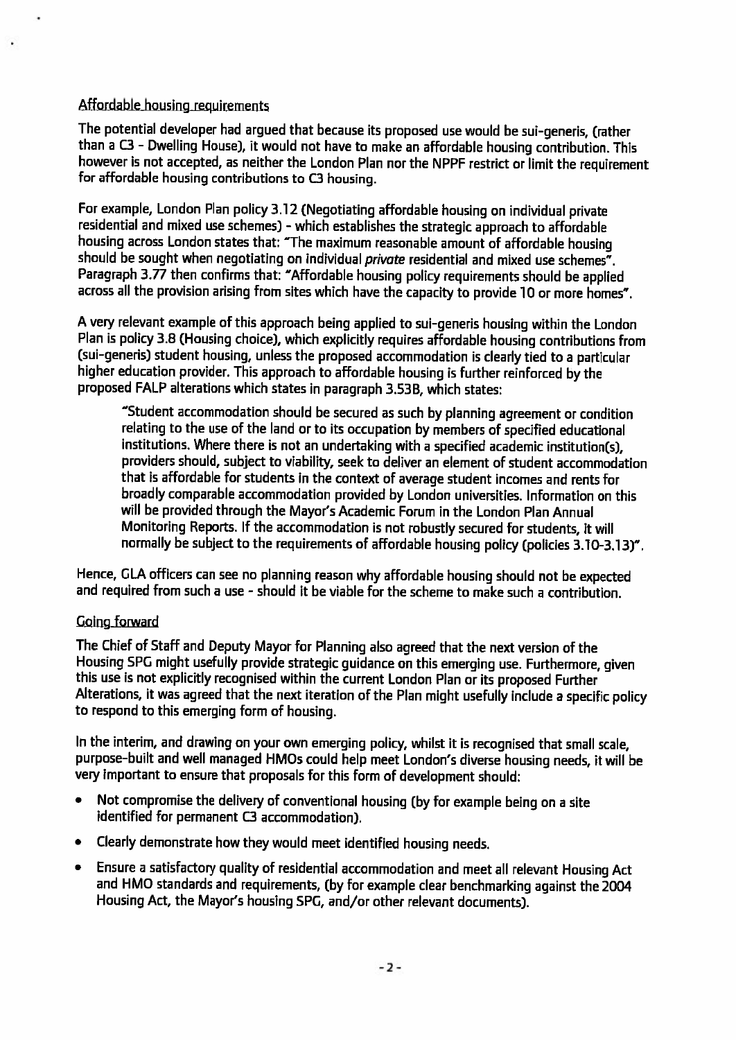Affordable housing requirements

The potential developer had argued that because its proposed use would be sui-generis, (rather than a C3 - Dwelling House), it would not have to make an affordable housing contribution. This however is not accepted, as neither the London Plan nor the NPPF restrict or limit the requirement for affordable housing contributions to C3 housing.

For example, London Plan policy 3.12 (Negotiating affordable housing on individual private residential and mixed use schemes) - which establishes the strategic approach to affordable housing across London states that: "The maximum reasonable amount of affordable housing should be sought when negotiating on individual *private* residential and mixed use schemes". Paragraph 3.77 then confirms that: "Affordable housing policy requirements should be applied across all the provision arising from sites which have the capacity to provide 10 or more homes".

A very relevant example of this approach being applied to sui-generis housing within the London Plan is policy 3.8 (Housing choice), which explicitly requires affordable housing contributions from (sui-generis) student housing, unless the proposed accommodation is clearly tied to a particular higher education provider. This approach to affordable housing is further reinforced by the proposed FALP alterations which states in paragraph 3.53B, which states:

> "Student accommodation should be secured as such by planning agreement or condition relating to the use of the land or to its occupation by members of specified educational institutions. Where there is not an undertaking with a specified academic institution(s), providers should, subject to viability, seek to deliver an element of student accommodation that is affordable for students in the context of average student incomes and rents for broadly comparable accommodation provided by London universities. Information on this will be provided through the Mayor's Academic Forum in the London Plan Annual Monitoring Reports. If the accommodation is not robustly secured for students, it will normally be subject to the requirements of affordable housing policy (policies 3.10-3.13)".

Hence, GLA officers can see no planning reason why affordable housing should not be expected and required from such a use - should it be viable for the scheme to make such a contribution.

Going forward

The Chief of Staff and Deputy Mayor for Planning also agreed that the next version of the Housing SPG might usefully provide strategic guidance on this emerging use. Furthermore, given this use is not explicitly recognised within the current London Plan or its proposed Further Alterations, it was agreed that the next iteration of the Plan might usefully include a specific policy to respond to this emerging form of housing.

In the interim, and drawing on your own emerging policy, whilst it is recognised that small scale, purpose-built and well managed HMOs could help meet London's diverse housing needs, it will be very important to ensure that proposals for this form of development should:

- Not compromise the delivery of conventional housing (by for example being on a site identified for permanent C3 accommodation).
- Clearly demonstrate how they would meet identified housing needs.
- Ensure a satisfactory quality of residential accommodation and meet all relevant Housing Act and HMO standards and requirements, (by for example clear benchmarking against the 2004 Housing Act, the Mayor's housing SPG, and/or other relevant documents).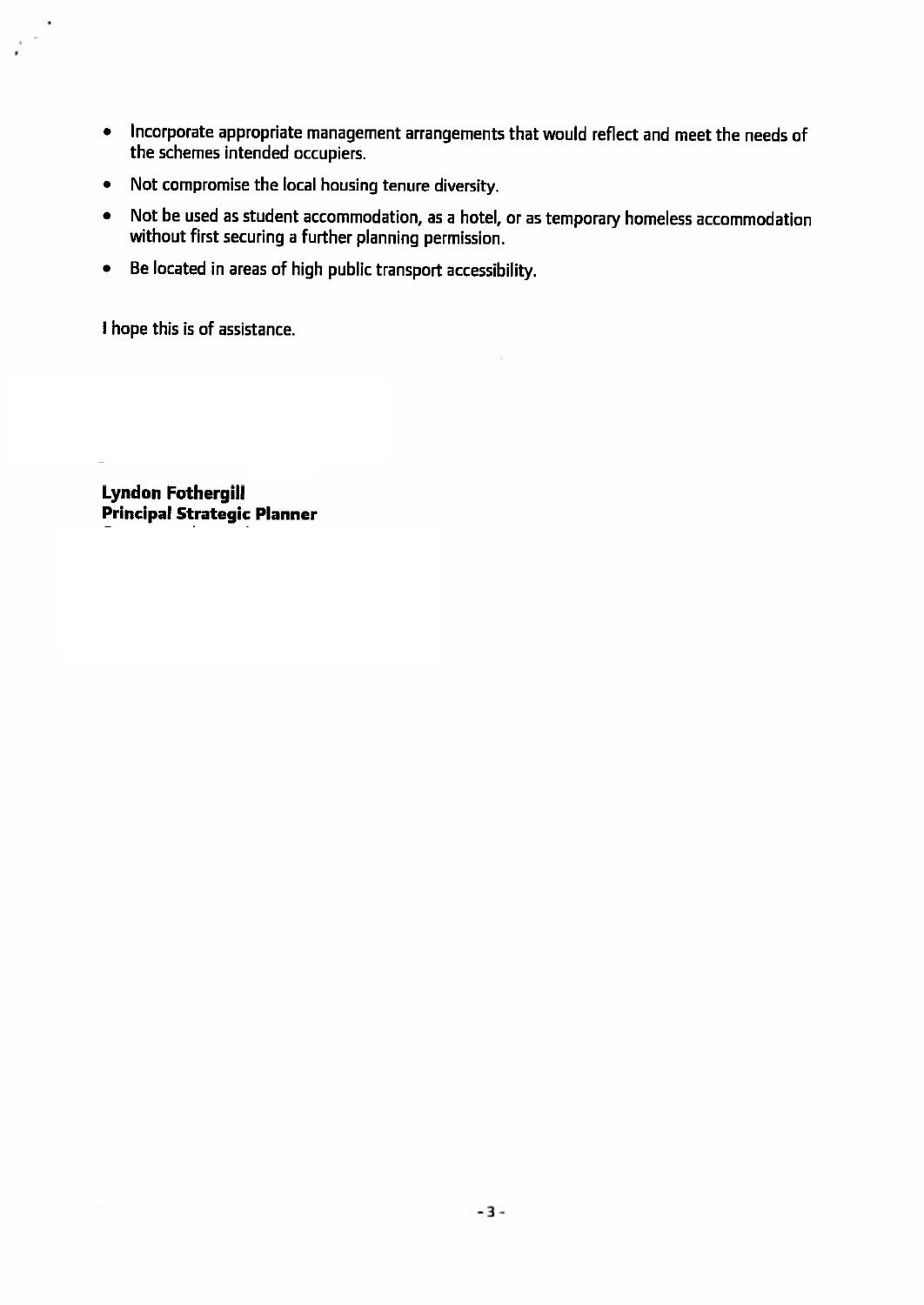- Incorporate appropriate management arrangements that would reflect and meet the needs of the schemes intended occupiers.
- Not compromise the local housing tenure diversity.
- Not be used as student accommodation, as a hotel, or as temporary homeless accommodation without first securing a further planning permission.
- Be located in areas of high public transport accessibility.

I hope this is of assistance.

**Lyndon Fothergill**
**Principal Strategic Planner**